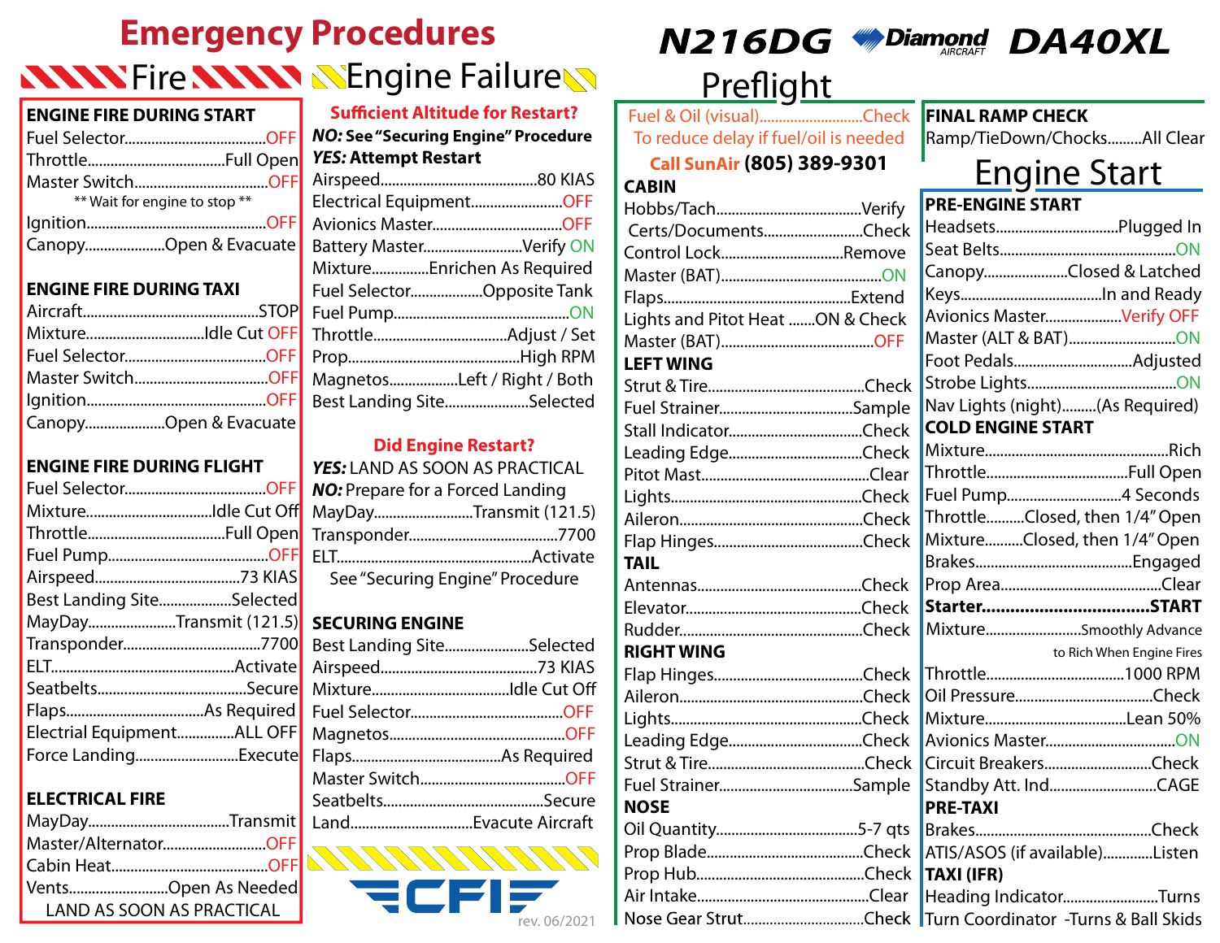# Emergency Procedures

## Fire

### ENGINE FIRE DURING START

- Fuel Selector....................OFF
- Throttle....................Full Open
- Master Switch....................OFF

** Wait for engine to stop **

- Ignition....................OFF
- Canopy....................Open & Evacuate

### ENGINE FIRE DURING TAXI

- Aircraft....................STOP
- Mixture....................Idle Cut OFF
- Fuel Selector....................OFF
- Master Switch....................OFF
- Ignition....................OFF
- Canopy....................Open & Evacuate

### ENGINE FIRE DURING FLIGHT

- Fuel Selector....................OFF
- Mixture....................Idle Cut Off
- Throttle....................Full Open
- Fuel Pump....................OFF
- Airspeed....................73 KIAS
- Best Landing Site....................Selected
- MayDay....................Transmit (121.5)
- Transponder....................7700
- ELT....................Activate
- Seatbelts....................Secure
- Flaps....................As Required
- Electrial Equipment....................ALL OFF
- Force Landing....................Execute

### ELECTRICAL FIRE

- MayDay....................Transmit
- Master/Alternator....................OFF
- Cabin Heat....................OFF
- Vents....................Open As Needed

LAND AS SOON AS PRACTICAL

## Engine Failure

**Sufficient Altitude for Restart?**

***NO:*** **See "Securing Engine" Procedure**

***YES:*** **Attempt Restart**

- Airspeed....................80 KIAS
- Electrical Equipment....................OFF
- Avionics Master....................OFF
- Battery Master....................Verify ON
- Mixture....................Enrichen As Required
- Fuel Selector....................Opposite Tank
- Fuel Pump....................ON
- Throttle....................Adjust / Set
- Prop....................High RPM
- Magnetos....................Left / Right / Both
- Best Landing Site....................Selected

**Did Engine Restart?**

***YES:*** LAND AS SOON AS PRACTICAL

***NO:*** Prepare for a Forced Landing

- MayDay....................Transmit (121.5)
- Transponder....................7700
- ELT....................Activate

See "Securing Engine" Procedure

### SECURING ENGINE

- Best Landing Site....................Selected
- Airspeed....................73 KIAS
- Mixture....................Idle Cut Off
- Fuel Selector....................OFF
- Magnetos....................OFF
- Flaps....................As Required
- Master Switch....................OFF
- Seatbelts....................Secure
- Land....................Evacuate Aircraft

CFI

rev. 06/2021

# N216DG Diamond AIRCRAFT DA40XL

## Preflight

- Fuel & Oil (visual)....................Check

To reduce delay if fuel/oil is needed

**Call SunAir (805) 389-9301**

### CABIN

- Hobbs/Tach....................Verify
- Certs/Documents....................Check
- Control Lock....................Remove
- Master (BAT)....................ON
- Flaps....................Extend
- Lights and Pitot Heat ....................ON & Check
- Master (BAT)....................OFF

### LEFT WING

- Strut & Tire....................Check
- Fuel Strainer....................Sample
- Stall Indicator....................Check
- Leading Edge....................Check
- Pitot Mast....................Clear
- Lights....................Check
- Aileron....................Check
- Flap Hinges....................Check

### TAIL

- Antennas....................Check
- Elevator....................Check
- Rudder....................Check

### RIGHT WING

- Flap Hinges....................Check
- Aileron....................Check
- Lights....................Check
- Leading Edge....................Check
- Strut & Tire....................Check
- Fuel Strainer....................Sample

### NOSE

- Oil Quantity....................5-7 qts
- Prop Blade....................Check
- Prop Hub....................Check
- Air Intake....................Clear
- Nose Gear Strut....................Check

### FINAL RAMP CHECK

- Ramp/TieDown/Chocks....................All Clear

## Engine Start

### PRE-ENGINE START

- Headsets....................Plugged In
- Seat Belts....................ON
- Canopy....................Closed & Latched
- Keys....................In and Ready
- Avionics Master....................Verify OFF
- Master (ALT & BAT)....................ON
- Foot Pedals....................Adjusted
- Strobe Lights....................ON
- Nav Lights (night)....................(As Required)

### COLD ENGINE START

- Mixture....................Rich
- Throttle....................Full Open
- Fuel Pump....................4 Seconds
- Throttle....................Closed, then 1/4" Open
- Mixture....................Closed, then 1/4" Open
- Brakes....................Engaged
- Prop Area....................Clear
- **Starter....................START**
- Mixture....................Smoothly Advance to Rich When Engine Fires
- Throttle....................1000 RPM
- Oil Pressure....................Check
- Mixture....................Lean 50%
- Avionics Master....................ON
- Circuit Breakers....................Check
- Standby Att. Ind....................CAGE

### PRE-TAXI

- Brakes....................Check
- ATIS/ASOS (if available)....................Listen

### TAXI (IFR)

- Heading Indicator....................Turns
- Turn Coordinator -Turns & Ball Skids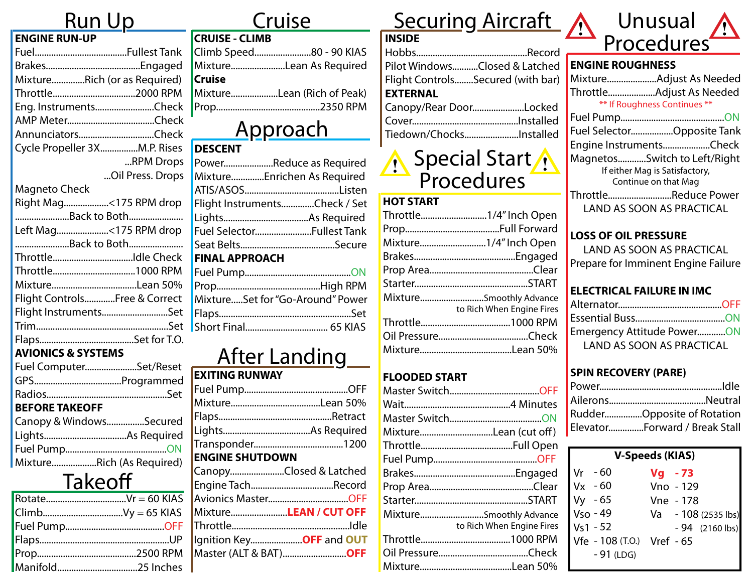# Run Up

**ENGINE RUN-UP**

Fuel......................................Fullest Tank
Brakes.......................................Engaged
Mixture.............Rich (or as Required)
Throttle.................................2000 RPM
Eng. Instruments........................Check
AMP Meter....................................Check
Annunciators...............................Check
Cycle Propeller 3X...............M.P. Rises
...RPM Drops
...Oil Press. Drops

Magneto Check
Right Mag..................<175 RPM drop
......................Back to Both......................
Left Mag.....................<175 RPM drop
......................Back to Both......................
Throttle................................Idle Check
Throttle.................................1000 RPM
Mixture...................................Lean 50%
Flight Controls............Free & Correct
Flight Instruments...........................Set
Trim.......................................................Set
Flaps.......................................Set for T.O.

**AVIONICS & SYSTEMS**

Fuel Computer.....................Set/Reset
GPS....................................Programmed
Radios..................................................Set

**BEFORE TAKEOFF**

Canopy & Windows...............Secured
Lights..................................As Required
Fuel Pump..............................................ON
Mixture..................Rich (As Required)

# Takeoff

Rotate................................Vr = 60 KIAS
Climb.................................Vy = 65 KIAS
Fuel Pump..........................................OFF
Flaps........................................................UP
Prop......................................2500 RPM
Manifold..................................25 Inches

# Cruise

**CRUISE - CLIMB**

Climb Speed......................80 - 90 KIAS
Mixture......................Lean As Required

**Cruise**

Mixture...................Lean (Rich of Peak)
Prop...........................................2350 RPM

# Approach

**DESCENT**

Power....................Reduce as Required
Mixture.............Enrichen As Required
ATIS/ASOS.......................................Listen
Flight Instruments.............Check / Set
Lights...................................As Required
Fuel Selector.......................Fullest Tank
Seat Belts.......................................Secure

**FINAL APPROACH**

Fuel Pump............................................ON
Prop...........................................High RPM
Mixture.....Set for "Go-Around" Power
Flaps.........................................................Set
Short Final................................ 65 KIAS

# After Landing

**EXITING RUNWAY**

Fuel Pump..........................................OFF
Mixture....................................Lean 50%
Flaps..............................................Retract
Lights...................................As Required
Transponder.....................................1200

**ENGINE SHUTDOWN**

Canopy......................Closed & Latched
Engine Tach..................................Record
Avionics Master...............................OFF
Mixture.......................LEAN / CUT OFF
Throttle.................................................Idle
Ignition Key....................OFF and OUT
Master (ALT & BAT)..........................OFF

# Securing Aircraft

**INSIDE**

Hobbs...............................................Record
Pilot Windows..........Closed & Latched
Flight Controls........Secured (with bar)

**EXTERNAL**

Canopy/Rear Door.....................Locked
Cover..........................................Installed
Tiedown/Chocks......................Installed

# Special Start Procedures

**HOT START**

Throttle...........................1/4" Inch Open
Prop.......................................Full Forward
Mixture...........................1/4" Inch Open
Brakes..........................................Engaged
Prop Area...........................................Clear
Starter..............................................START
Mixture.........................Smoothly Advance to Rich When Engine Fires
Throttle....................................1000 RPM
Oil Pressure....................................Check
Mixture......................................Lean 50%

**FLOODED START**

Master Switch....................................OFF
Wait...........................................4 Minutes
Master Switch.....................................ON
Mixture.............................Lean (cut off)
Throttle.....................................Full Open
Fuel Pump..........................................OFF
Brakes..........................................Engaged
Prop Area...........................................Clear
Starter..............................................START
Mixture.........................Smoothly Advance to Rich When Engine Fires
Throttle....................................1000 RPM
Oil Pressure....................................Check
Mixture......................................Lean 50%

# Unusual Procedures

**ENGINE ROUGHNESS**

Mixture....................Adjust As Needed
Throttle...................Adjust As Needed

** If Roughness Continues **

Fuel Pump..........................................ON
Fuel Selector.................Opposite Tank
Engine Instruments...................Check
Magnetos...........Switch to Left/Right

If either Mag is Satisfactory, Continue on that Mag

Throttle...........................Reduce Power

LAND AS SOON AS PRACTICAL

**LOSS OF OIL PRESSURE**

LAND AS SOON AS PRACTICAL

Prepare for Imminent Engine Failure

**ELECTRICAL FAILURE IN IMC**

Alternator...........................................OFF
Essential Buss.....................................ON
Emergency Attitude Power...........ON

LAND AS SOON AS PRACTICAL

**SPIN RECOVERY (PARE)**

Power..................................................Idle
Ailerons.........................................Neutral
Rudder...............Opposite of Rotation
Elevator..............Forward / Break Stall

**V-Speeds (KIAS)**

| | |
|---|---|
| Vr - 60 | Vg - 73 |
| Vx - 60 | Vno - 129 |
| Vy - 65 | Vne - 178 |
| Vso - 49 | Va - 108 (2535 lbs) |
| Vs1 - 52 | - 94 (2160 lbs) |
| Vfe - 108 (T.O.) | Vref - 65 |
| - 91 (LDG) | |